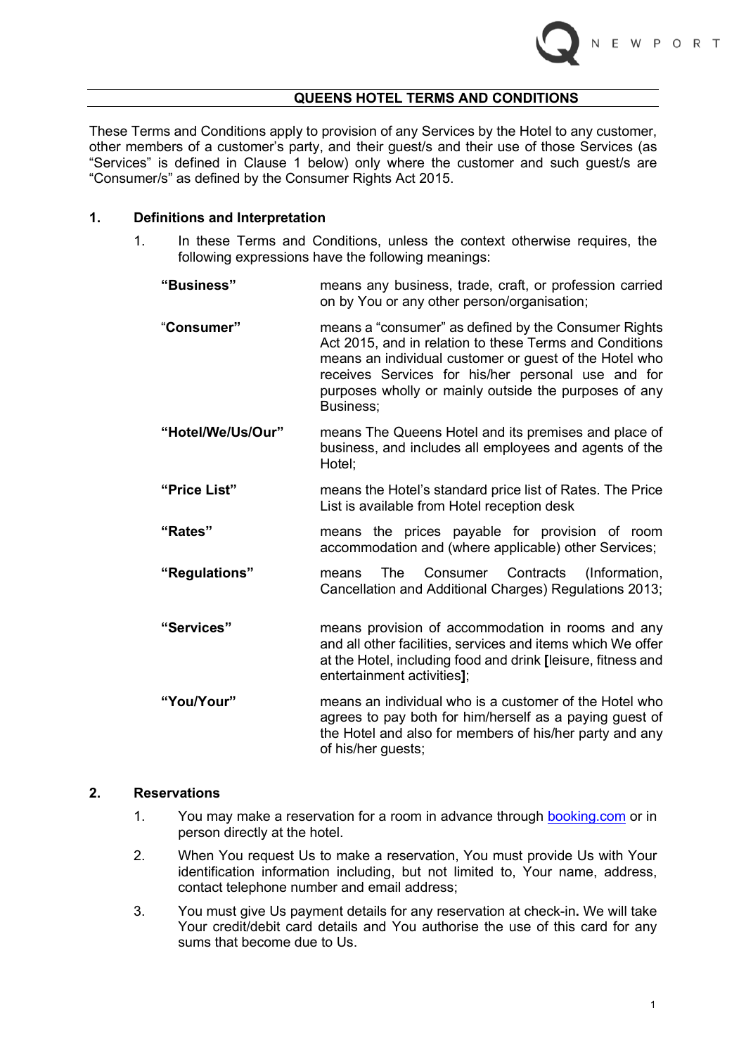# QUEENS HOTEL TERMS AND CONDITIONS

These Terms and Conditions apply to provision of any Services by the Hotel to any customer, other members of a customer's party, and their guest/s and their use of those Services (as "Services" is defined in Clause 1 below) only where the customer and such guest/s are "Consumer/s" as defined by the Consumer Rights Act 2015.

## 1. Definitions and Interpretation

1. In these Terms and Conditions, unless the context otherwise requires, the following expressions have the following meanings:

| | |
|---|---|
| **"Business"** | means any business, trade, craft, or profession carried on by You or any other person/organisation; |
| **"Consumer"** | means a "consumer" as defined by the Consumer Rights Act 2015, and in relation to these Terms and Conditions means an individual customer or guest of the Hotel who receives Services for his/her personal use and for purposes wholly or mainly outside the purposes of any Business; |
| **"Hotel/We/Us/Our"** | means The Queens Hotel and its premises and place of business, and includes all employees and agents of the Hotel; |
| **"Price List"** | means the Hotel's standard price list of Rates. The Price List is available from Hotel reception desk |
| **"Rates"** | means the prices payable for provision of room accommodation and (where applicable) other Services; |
| **"Regulations"** | means The Consumer Contracts (Information, Cancellation and Additional Charges) Regulations 2013; |
| **"Services"** | means provision of accommodation in rooms and any and all other facilities, services and items which We offer at the Hotel, including food and drink **[**leisure, fitness and entertainment activities**]**; |
| **"You/Your"** | means an individual who is a customer of the Hotel who agrees to pay both for him/herself as a paying guest of the Hotel and also for members of his/her party and any of his/her guests; |

## 2. Reservations

1. You may make a reservation for a room in advance through booking.com or in person directly at the hotel.
2. When You request Us to make a reservation, You must provide Us with Your identification information including, but not limited to, Your name, address, contact telephone number and email address;
3. You must give Us payment details for any reservation at check-in**.** We will take Your credit/debit card details and You authorise the use of this card for any sums that become due to Us.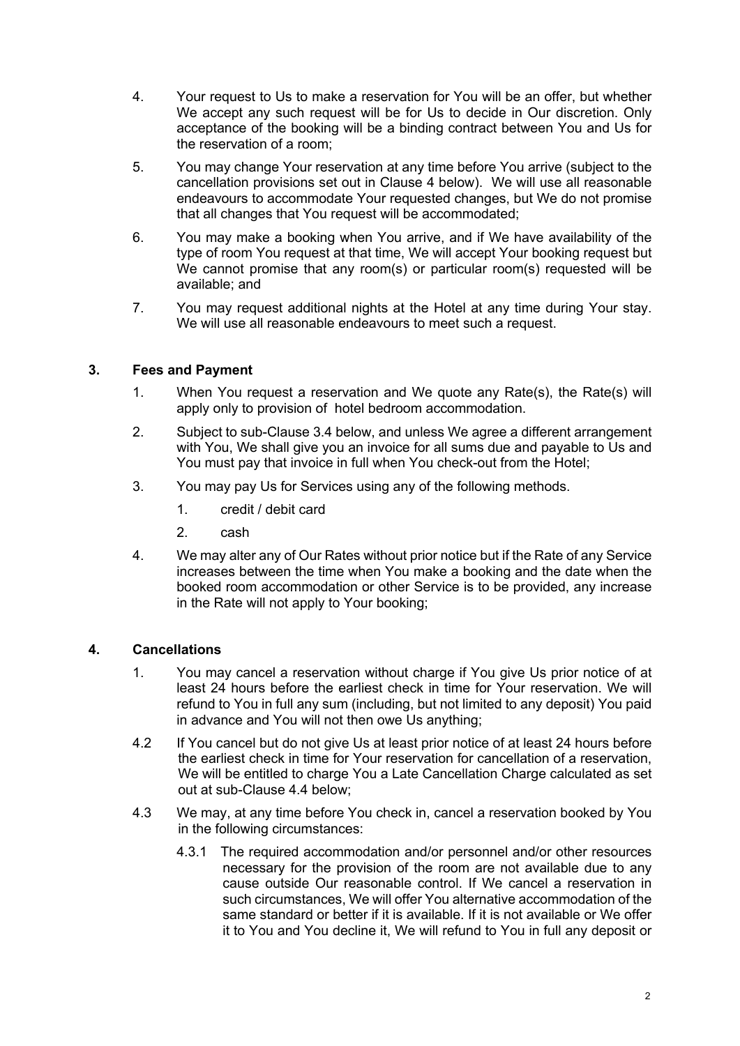4. Your request to Us to make a reservation for You will be an offer, but whether We accept any such request will be for Us to decide in Our discretion. Only acceptance of the booking will be a binding contract between You and Us for the reservation of a room;

5. You may change Your reservation at any time before You arrive (subject to the cancellation provisions set out in Clause 4 below). We will use all reasonable endeavours to accommodate Your requested changes, but We do not promise that all changes that You request will be accommodated;

6. You may make a booking when You arrive, and if We have availability of the type of room You request at that time, We will accept Your booking request but We cannot promise that any room(s) or particular room(s) requested will be available; and

7. You may request additional nights at the Hotel at any time during Your stay. We will use all reasonable endeavours to meet such a request.

## 3. Fees and Payment

1. When You request a reservation and We quote any Rate(s), the Rate(s) will apply only to provision of hotel bedroom accommodation.

2. Subject to sub-Clause 3.4 below, and unless We agree a different arrangement with You, We shall give you an invoice for all sums due and payable to Us and You must pay that invoice in full when You check-out from the Hotel;

3. You may pay Us for Services using any of the following methods.
   1. credit / debit card
   2. cash

4. We may alter any of Our Rates without prior notice but if the Rate of any Service increases between the time when You make a booking and the date when the booked room accommodation or other Service is to be provided, any increase in the Rate will not apply to Your booking;

## 4. Cancellations

1. You may cancel a reservation without charge if You give Us prior notice of at least 24 hours before the earliest check in time for Your reservation. We will refund to You in full any sum (including, but not limited to any deposit) You paid in advance and You will not then owe Us anything;

4.2 If You cancel but do not give Us at least prior notice of at least 24 hours before the earliest check in time for Your reservation for cancellation of a reservation, We will be entitled to charge You a Late Cancellation Charge calculated as set out at sub-Clause 4.4 below;

4.3 We may, at any time before You check in, cancel a reservation booked by You in the following circumstances:

4.3.1 The required accommodation and/or personnel and/or other resources necessary for the provision of the room are not available due to any cause outside Our reasonable control. If We cancel a reservation in such circumstances, We will offer You alternative accommodation of the same standard or better if it is available. If it is not available or We offer it to You and You decline it, We will refund to You in full any deposit or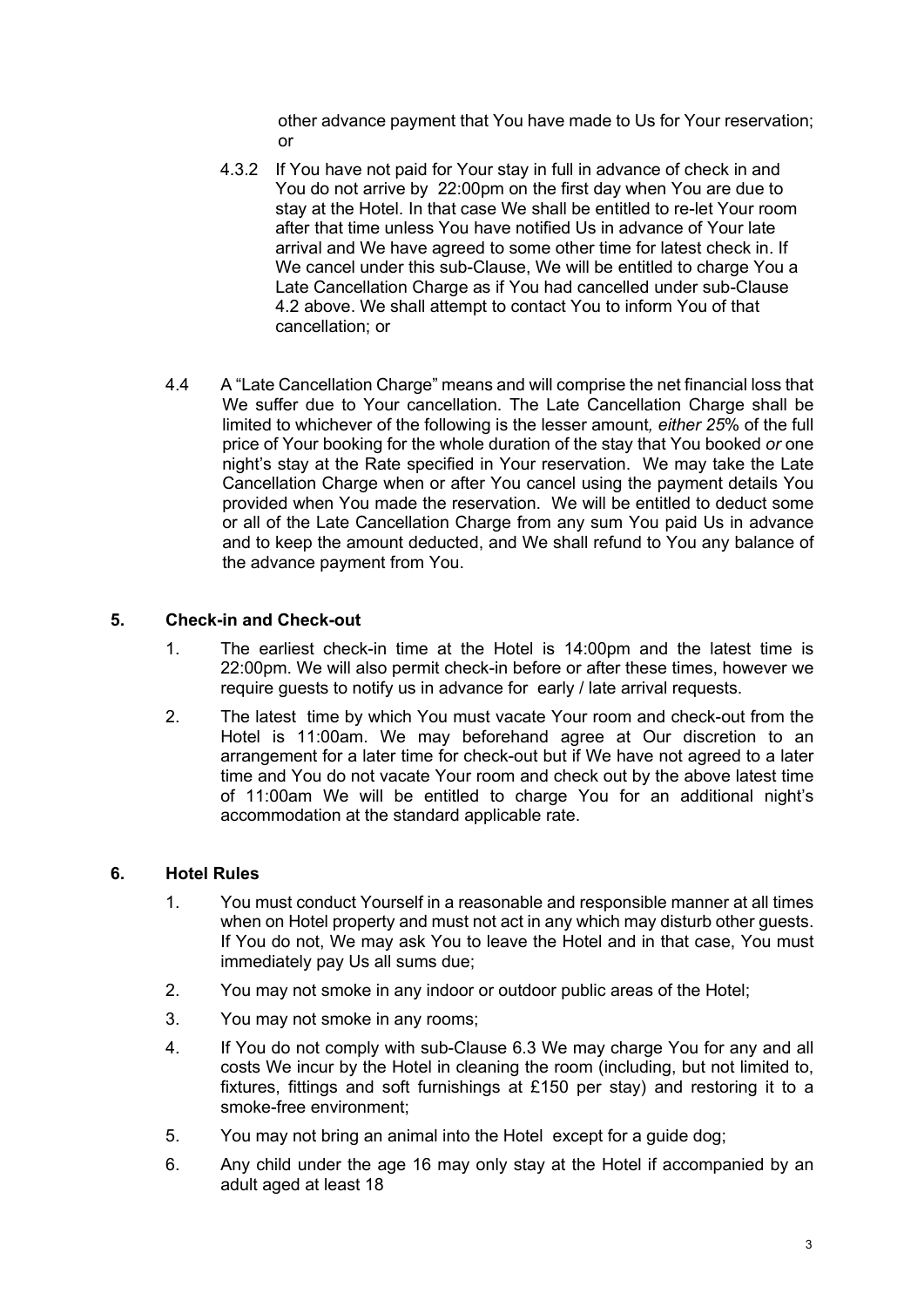other advance payment that You have made to Us for Your reservation; or

4.3.2 If You have not paid for Your stay in full in advance of check in and You do not arrive by 22:00pm on the first day when You are due to stay at the Hotel. In that case We shall be entitled to re-let Your room after that time unless You have notified Us in advance of Your late arrival and We have agreed to some other time for latest check in. If We cancel under this sub-Clause, We will be entitled to charge You a Late Cancellation Charge as if You had cancelled under sub-Clause 4.2 above. We shall attempt to contact You to inform You of that cancellation; or

4.4 A "Late Cancellation Charge" means and will comprise the net financial loss that We suffer due to Your cancellation. The Late Cancellation Charge shall be limited to whichever of the following is the lesser amount*, either 25*% of the full price of Your booking for the whole duration of the stay that You booked *or* one night's stay at the Rate specified in Your reservation. We may take the Late Cancellation Charge when or after You cancel using the payment details You provided when You made the reservation. We will be entitled to deduct some or all of the Late Cancellation Charge from any sum You paid Us in advance and to keep the amount deducted, and We shall refund to You any balance of the advance payment from You.

## 5. Check-in and Check-out

1. The earliest check-in time at the Hotel is 14:00pm and the latest time is 22:00pm. We will also permit check-in before or after these times, however we require guests to notify us in advance for early / late arrival requests.
2. The latest time by which You must vacate Your room and check-out from the Hotel is 11:00am. We may beforehand agree at Our discretion to an arrangement for a later time for check-out but if We have not agreed to a later time and You do not vacate Your room and check out by the above latest time of 11:00am We will be entitled to charge You for an additional night's accommodation at the standard applicable rate.

## 6. Hotel Rules

1. You must conduct Yourself in a reasonable and responsible manner at all times when on Hotel property and must not act in any which may disturb other guests. If You do not, We may ask You to leave the Hotel and in that case, You must immediately pay Us all sums due;
2. You may not smoke in any indoor or outdoor public areas of the Hotel;
3. You may not smoke in any rooms;
4. If You do not comply with sub-Clause 6.3 We may charge You for any and all costs We incur by the Hotel in cleaning the room (including, but not limited to, fixtures, fittings and soft furnishings at £150 per stay) and restoring it to a smoke-free environment;
5. You may not bring an animal into the Hotel except for a guide dog;
6. Any child under the age 16 may only stay at the Hotel if accompanied by an adult aged at least 18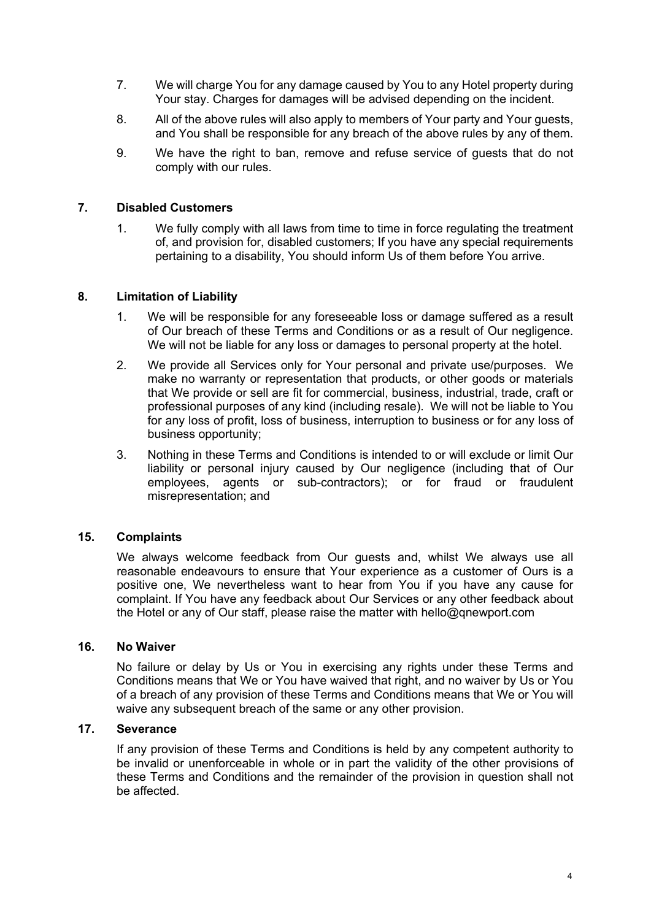7. We will charge You for any damage caused by You to any Hotel property during Your stay. Charges for damages will be advised depending on the incident.
8. All of the above rules will also apply to members of Your party and Your guests, and You shall be responsible for any breach of the above rules by any of them.
9. We have the right to ban, remove and refuse service of guests that do not comply with our rules.

## 7. Disabled Customers

1. We fully comply with all laws from time to time in force regulating the treatment of, and provision for, disabled customers; If you have any special requirements pertaining to a disability, You should inform Us of them before You arrive.

## 8. Limitation of Liability

1. We will be responsible for any foreseeable loss or damage suffered as a result of Our breach of these Terms and Conditions or as a result of Our negligence. We will not be liable for any loss or damages to personal property at the hotel.
2. We provide all Services only for Your personal and private use/purposes. We make no warranty or representation that products, or other goods or materials that We provide or sell are fit for commercial, business, industrial, trade, craft or professional purposes of any kind (including resale). We will not be liable to You for any loss of profit, loss of business, interruption to business or for any loss of business opportunity;
3. Nothing in these Terms and Conditions is intended to or will exclude or limit Our liability or personal injury caused by Our negligence (including that of Our employees, agents or sub-contractors); or for fraud or fraudulent misrepresentation; and

## 15. Complaints

We always welcome feedback from Our guests and, whilst We always use all reasonable endeavours to ensure that Your experience as a customer of Ours is a positive one, We nevertheless want to hear from You if you have any cause for complaint. If You have any feedback about Our Services or any other feedback about the Hotel or any of Our staff, please raise the matter with hello@qnewport.com

## 16. No Waiver

No failure or delay by Us or You in exercising any rights under these Terms and Conditions means that We or You have waived that right, and no waiver by Us or You of a breach of any provision of these Terms and Conditions means that We or You will waive any subsequent breach of the same or any other provision.

## 17. Severance

If any provision of these Terms and Conditions is held by any competent authority to be invalid or unenforceable in whole or in part the validity of the other provisions of these Terms and Conditions and the remainder of the provision in question shall not be affected.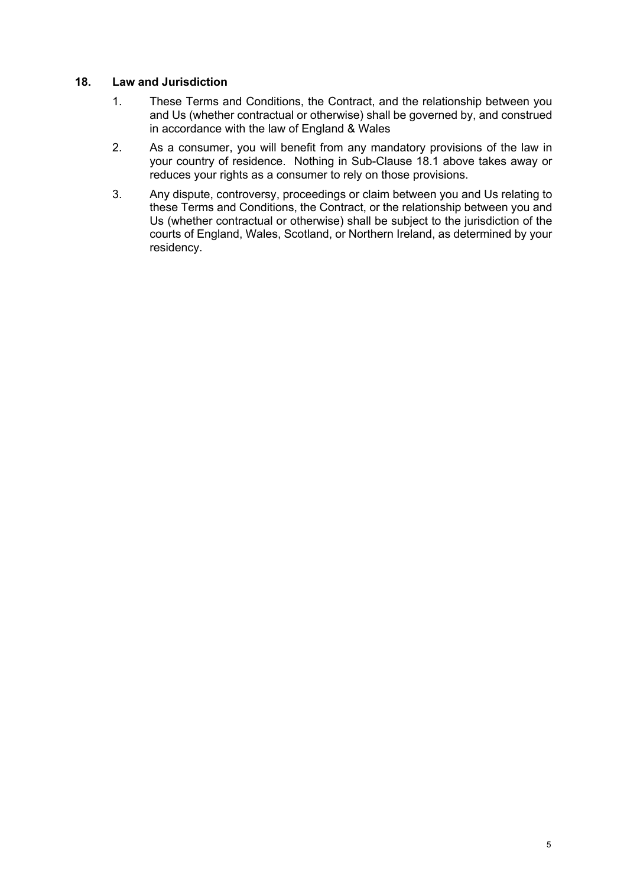## 18. Law and Jurisdiction

1. These Terms and Conditions, the Contract, and the relationship between you and Us (whether contractual or otherwise) shall be governed by, and construed in accordance with the law of England & Wales
2. As a consumer, you will benefit from any mandatory provisions of the law in your country of residence. Nothing in Sub-Clause 18.1 above takes away or reduces your rights as a consumer to rely on those provisions.
3. Any dispute, controversy, proceedings or claim between you and Us relating to these Terms and Conditions, the Contract, or the relationship between you and Us (whether contractual or otherwise) shall be subject to the jurisdiction of the courts of England, Wales, Scotland, or Northern Ireland, as determined by your residency.